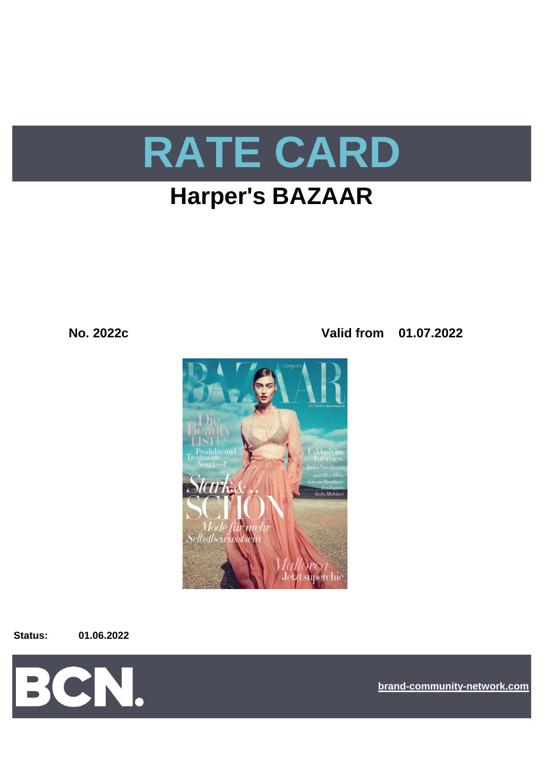# RATE CARD

## Harper's BAZAAR

**No. 2022c**

**Valid from 01.07.2022**

**Status:** 01.06.2022

BCN.

brand-community-network.com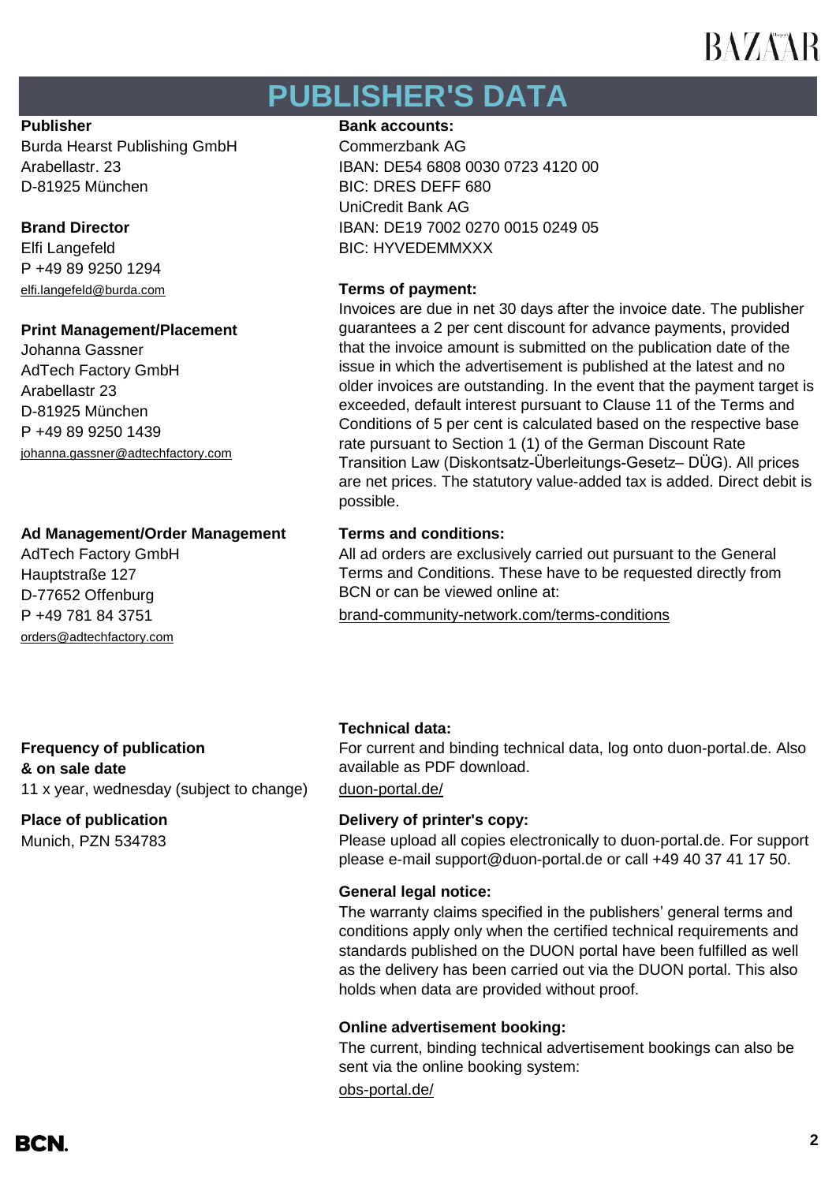# PUBLISHER'S DATA

**Publisher**
Burda Hearst Publishing GmbH
Arabellastr. 23
D-81925 München

**Brand Director**
Elfi Langefeld
P +49 89 9250 1294
elfi.langefeld@burda.com

**Print Management/Placement**
Johanna Gassner
AdTech Factory GmbH
Arabellastr 23
D-81925 München
P +49 89 9250 1439
johanna.gassner@adtechfactory.com

**Ad Management/Order Management**
AdTech Factory GmbH
Hauptstraße 127
D-77652 Offenburg
P +49 781 84 3751
orders@adtechfactory.com

**Frequency of publication & on sale date**
11 x year, wednesday (subject to change)

**Place of publication**
Munich, PZN 534783

**Bank accounts:**
Commerzbank AG
IBAN: DE54 6808 0030 0723 4120 00
BIC: DRES DEFF 680
UniCredit Bank AG
IBAN: DE19 7002 0270 0015 0249 05
BIC: HYVEDEMMXXX

**Terms of payment:**
Invoices are due in net 30 days after the invoice date. The publisher guarantees a 2 per cent discount for advance payments, provided that the invoice amount is submitted on the publication date of the issue in which the advertisement is published at the latest and no older invoices are outstanding. In the event that the payment target is exceeded, default interest pursuant to Clause 11 of the Terms and Conditions of 5 per cent is calculated based on the respective base rate pursuant to Section 1 (1) of the German Discount Rate Transition Law (Diskontsatz-Überleitungs-Gesetz– DÜG). All prices are net prices. The statutory value-added tax is added. Direct debit is possible.

**Terms and conditions:**
All ad orders are exclusively carried out pursuant to the General Terms and Conditions. These have to be requested directly from BCN or can be viewed online at:
brand-community-network.com/terms-conditions

**Technical data:**
For current and binding technical data, log onto duon-portal.de. Also available as PDF download.
duon-portal.de/

**Delivery of printer's copy:**
Please upload all copies electronically to duon-portal.de. For support please e-mail support@duon-portal.de or call +49 40 37 41 17 50.

**General legal notice:**
The warranty claims specified in the publishers' general terms and conditions apply only when the certified technical requirements and standards published on the DUON portal have been fulfilled as well as the delivery has been carried out via the DUON portal. This also holds when data are provided without proof.

**Online advertisement booking:**
The current, binding technical advertisement bookings can also be sent via the online booking system:
obs-portal.de/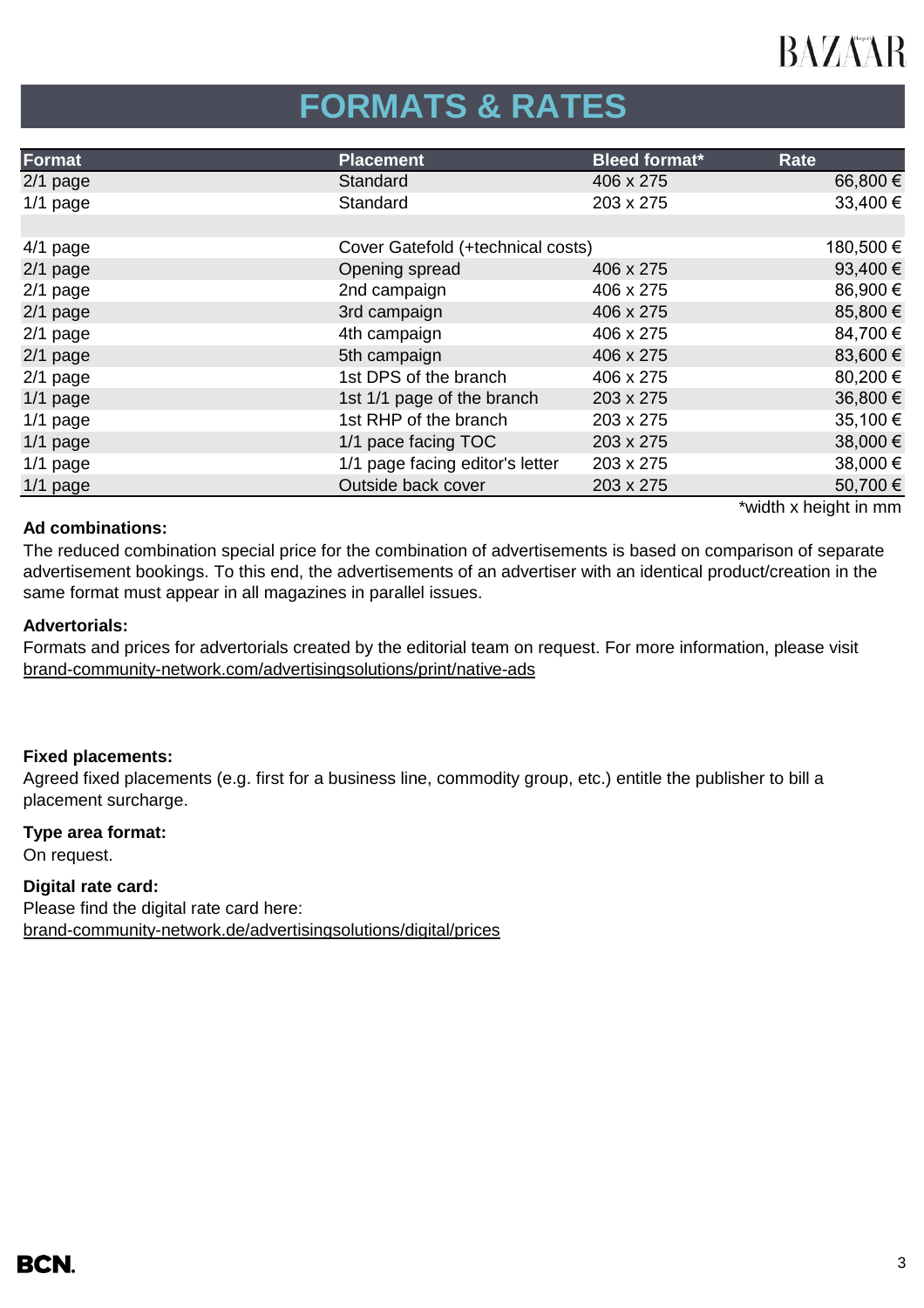# FORMATS & RATES

| Format | Placement | Bleed format* | Rate |
|---|---|---|---|
| 2/1 page | Standard | 406 x 275 | 66,800 € |
| 1/1 page | Standard | 203 x 275 | 33,400 € |
| | | | |
| 4/1 page | Cover Gatefold (+technical costs) | | 180,500 € |
| 2/1 page | Opening spread | 406 x 275 | 93,400 € |
| 2/1 page | 2nd campaign | 406 x 275 | 86,900 € |
| 2/1 page | 3rd campaign | 406 x 275 | 85,800 € |
| 2/1 page | 4th campaign | 406 x 275 | 84,700 € |
| 2/1 page | 5th campaign | 406 x 275 | 83,600 € |
| 2/1 page | 1st DPS of the branch | 406 x 275 | 80,200 € |
| 1/1 page | 1st 1/1 page of the branch | 203 x 275 | 36,800 € |
| 1/1 page | 1st RHP of the branch | 203 x 275 | 35,100 € |
| 1/1 page | 1/1 pace facing TOC | 203 x 275 | 38,000 € |
| 1/1 page | 1/1 page facing editor's letter | 203 x 275 | 38,000 € |
| 1/1 page | Outside back cover | 203 x 275 | 50,700 € |

*width x height in mm

**Ad combinations:**
The reduced combination special price for the combination of advertisements is based on comparison of separate advertisement bookings. To this end, the advertisements of an advertiser with an identical product/creation in the same format must appear in all magazines in parallel issues.

**Advertorials:**
Formats and prices for advertorials created by the editorial team on request. For more information, please visit brand-community-network.com/advertisingsolutions/print/native-ads

**Fixed placements:**
Agreed fixed placements (e.g. first for a business line, commodity group, etc.) entitle the publisher to bill a placement surcharge.

**Type area format:**
On request.

**Digital rate card:**
Please find the digital rate card here:
brand-community-network.de/advertisingsolutions/digital/prices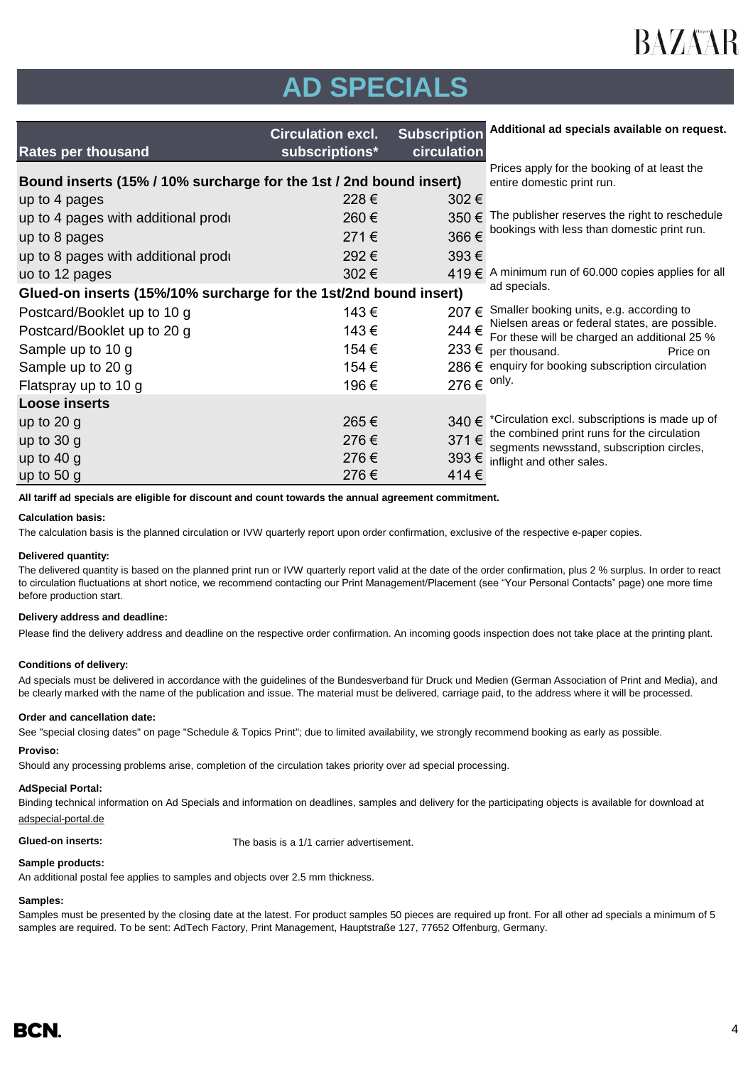# AD SPECIALS

| Rates per thousand | Circulation excl. subscriptions* | Subscription circulation |
|---|---|---|
| **Bound inserts (15% / 10% surcharge for the 1st / 2nd bound insert)** | | |
| up to 4 pages | 228 € | 302 € |
| up to 4 pages with additional produ | 260 € | 350 € |
| up to 8 pages | 271 € | 366 € |
| up to 8 pages with additional produ | 292 € | 393 € |
| uo to 12 pages | 302 € | 419 € |
| **Glued-on inserts (15%/10% surcharge for the 1st/2nd bound insert)** | | |
| Postcard/Booklet up to 10 g | 143 € | 207 € |
| Postcard/Booklet up to 20 g | 143 € | 244 € |
| Sample up to 10 g | 154 € | 233 € |
| Sample up to 20 g | 154 € | 286 € |
| Flatspray up to 10 g | 196 € | 276 € |
| **Loose inserts** | | |
| up to 20 g | 265 € | 340 € |
| up to 30 g | 276 € | 371 € |
| up to 40 g | 276 € | 393 € |
| up to 50 g | 276 € | 414 € |

**Additional ad specials available on request.**

Prices apply for the booking of at least the entire domestic print run.

The publisher reserves the right to reschedule bookings with less than domestic print run.

A minimum run of 60.000 copies applies for all ad specials.

Smaller booking units, e.g. according to Nielsen areas or federal states, are possible. For these will be charged an additional 25 % per thousand. Price on enquiry for booking subscription circulation only.

*Circulation excl. subscriptions is made up of the combined print runs for the circulation segments newsstand, subscription circles, inflight and other sales.

**All tariff ad specials are eligible for discount and count towards the annual agreement commitment.**

**Calculation basis:**

The calculation basis is the planned circulation or IVW quarterly report upon order confirmation, exclusive of the respective e-paper copies.

**Delivered quantity:**

The delivered quantity is based on the planned print run or IVW quarterly report valid at the date of the order confirmation, plus 2 % surplus. In order to react to circulation fluctuations at short notice, we recommend contacting our Print Management/Placement (see "Your Personal Contacts" page) one more time before production start.

**Delivery address and deadline:**

Please find the delivery address and deadline on the respective order confirmation. An incoming goods inspection does not take place at the printing plant.

**Conditions of delivery:**

Ad specials must be delivered in accordance with the guidelines of the Bundesverband für Druck und Medien (German Association of Print and Media), and be clearly marked with the name of the publication and issue. The material must be delivered, carriage paid, to the address where it will be processed.

**Order and cancellation date:**

See "special closing dates" on page "Schedule & Topics Print"; due to limited availability, we strongly recommend booking as early as possible.

**Proviso:**

Should any processing problems arise, completion of the circulation takes priority over ad special processing.

**AdSpecial Portal:**

Binding technical information on Ad Specials and information on deadlines, samples and delivery for the participating objects is available for download at adspecial-portal.de

**Glued-on inserts:** The basis is a 1/1 carrier advertisement.

**Sample products:**

An additional postal fee applies to samples and objects over 2.5 mm thickness.

**Samples:**

Samples must be presented by the closing date at the latest. For product samples 50 pieces are required up front. For all other ad specials a minimum of 5 samples are required. To be sent: AdTech Factory, Print Management, Hauptstraße 127, 77652 Offenburg, Germany.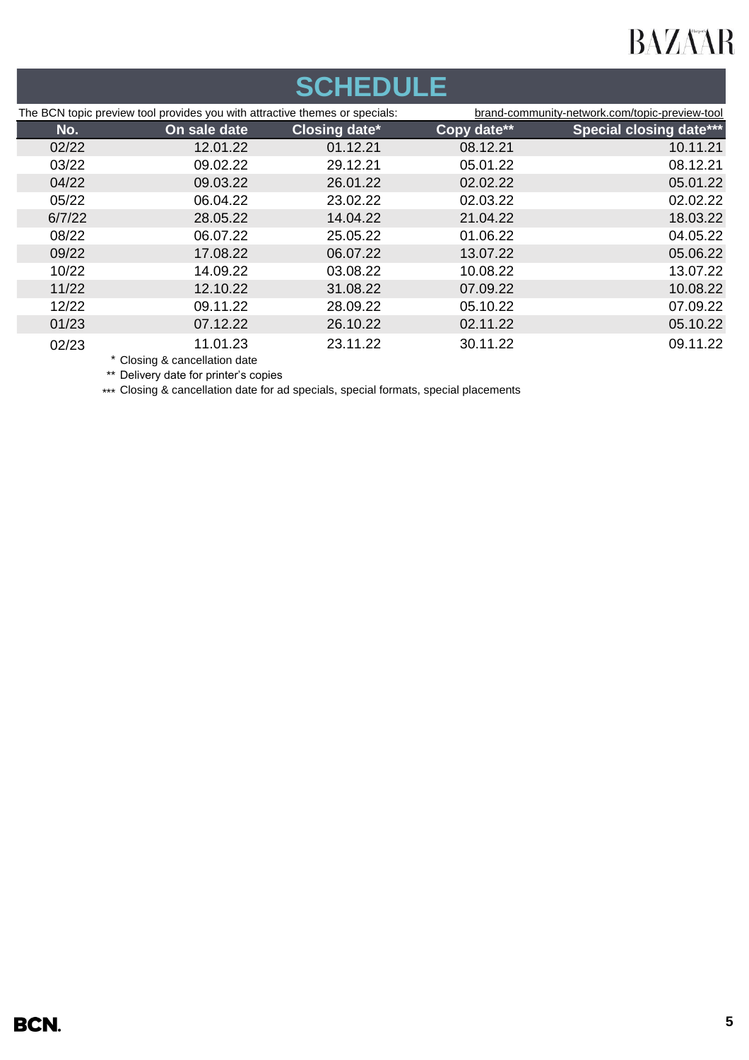# SCHEDULE

The BCN topic preview tool provides you with attractive themes or specials: brand-community-network.com/topic-preview-tool

| No. | On sale date | Closing date* | Copy date** | Special closing date*** |
|---|---|---|---|---|
| 02/22 | 12.01.22 | 01.12.21 | 08.12.21 | 10.11.21 |
| 03/22 | 09.02.22 | 29.12.21 | 05.01.22 | 08.12.21 |
| 04/22 | 09.03.22 | 26.01.22 | 02.02.22 | 05.01.22 |
| 05/22 | 06.04.22 | 23.02.22 | 02.03.22 | 02.02.22 |
| 6/7/22 | 28.05.22 | 14.04.22 | 21.04.22 | 18.03.22 |
| 08/22 | 06.07.22 | 25.05.22 | 01.06.22 | 04.05.22 |
| 09/22 | 17.08.22 | 06.07.22 | 13.07.22 | 05.06.22 |
| 10/22 | 14.09.22 | 03.08.22 | 10.08.22 | 13.07.22 |
| 11/22 | 12.10.22 | 31.08.22 | 07.09.22 | 10.08.22 |
| 12/22 | 09.11.22 | 28.09.22 | 05.10.22 | 07.09.22 |
| 01/23 | 07.12.22 | 26.10.22 | 02.11.22 | 05.10.22 |
| 02/23 | 11.01.23 | 23.11.22 | 30.11.22 | 09.11.22 |

\* Closing & cancellation date

** Delivery date for printer's copies

*** Closing & cancellation date for ad specials, special formats, special placements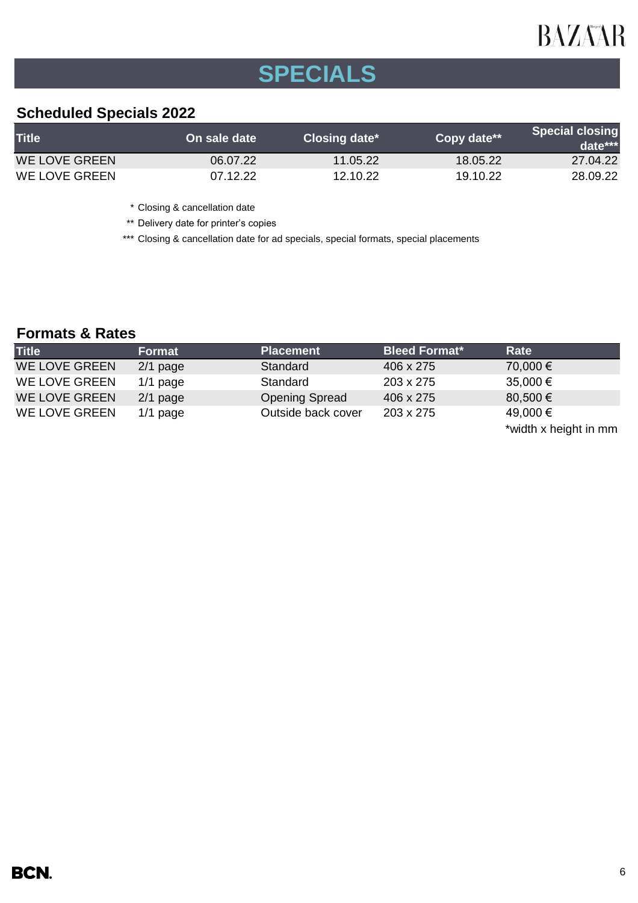# SPECIALS

## Scheduled Specials 2022

| Title | On sale date | Closing date* | Copy date** | Special closing date*** |
|---|---|---|---|---|
| WE LOVE GREEN | 06.07.22 | 11.05.22 | 18.05.22 | 27.04.22 |
| WE LOVE GREEN | 07.12.22 | 12.10.22 | 19.10.22 | 28.09.22 |

\* Closing & cancellation date

** Delivery date for printer's copies

*** Closing & cancellation date for ad specials, special formats, special placements

## Formats & Rates

| Title | Format | Placement | Bleed Format* | Rate |
|---|---|---|---|---|
| WE LOVE GREEN | 2/1 page | Standard | 406 x 275 | 70,000 € |
| WE LOVE GREEN | 1/1 page | Standard | 203 x 275 | 35,000 € |
| WE LOVE GREEN | 2/1 page | Opening Spread | 406 x 275 | 80,500 € |
| WE LOVE GREEN | 1/1 page | Outside back cover | 203 x 275 | 49,000 € |

*width x height in mm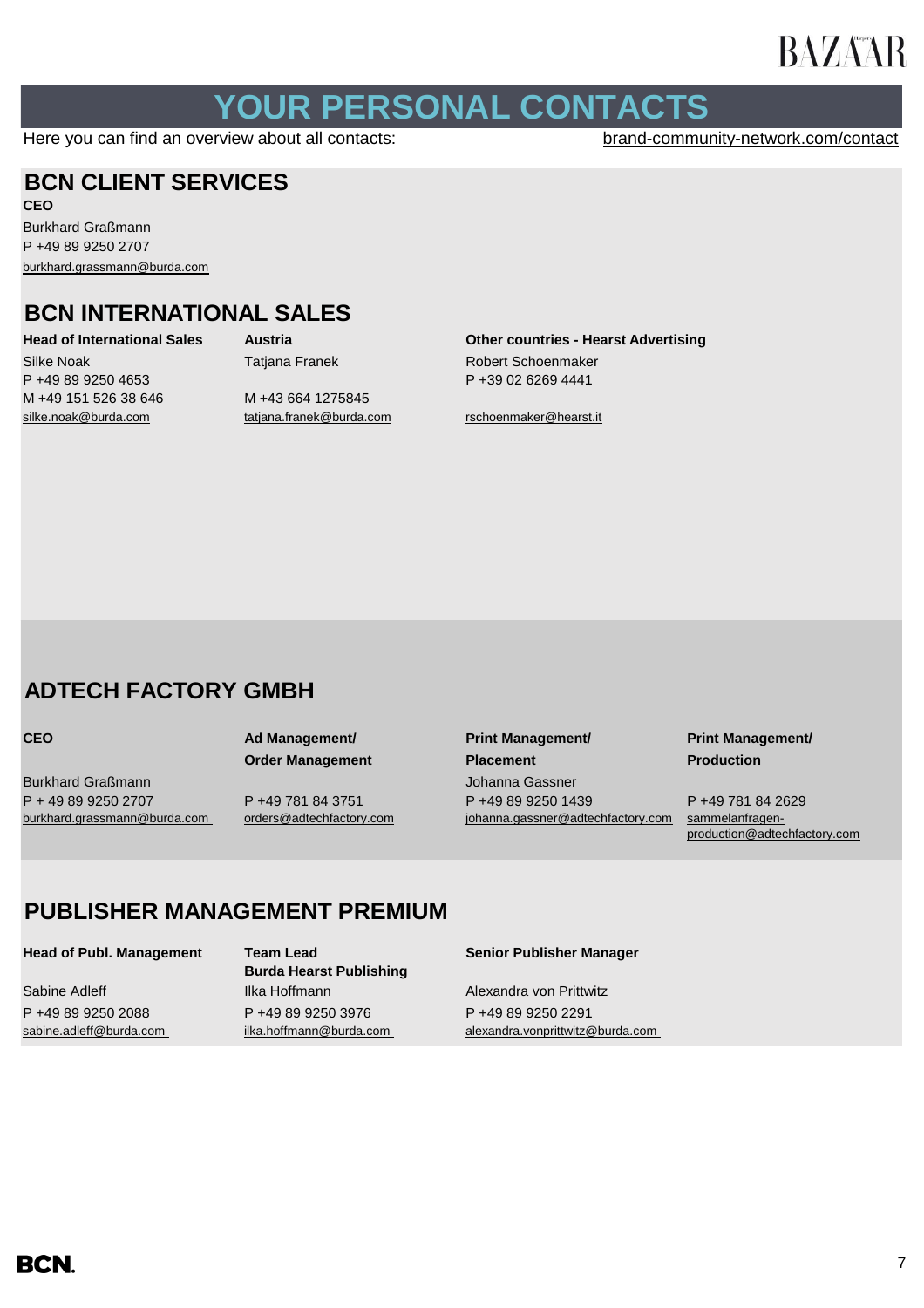# YOUR PERSONAL CONTACTS

Here you can find an overview about all contacts: brand-community-network.com/contact

## BCN CLIENT SERVICES

**CEO**

Burkhard Graßmann
P +49 89 9250 2707
burkhard.grassmann@burda.com

## BCN INTERNATIONAL SALES

**Head of International Sales**

Silke Noak
P +49 89 9250 4653
M +49 151 526 38 646
silke.noak@burda.com

**Austria**

Tatjana Franek
M +43 664 1275845
tatjana.franek@burda.com

**Other countries - Hearst Advertising**

Robert Schoenmaker
P +39 02 6269 4441
rschoenmaker@hearst.it

## ADTECH FACTORY GMBH

**CEO**

Burkhard Graßmann
P + 49 89 9250 2707
burkhard.grassmann@burda.com

**Ad Management/ Order Management**

P +49 781 84 3751
orders@adtechfactory.com

**Print Management/ Placement**

Johanna Gassner
P +49 89 9250 1439
johanna.gassner@adtechfactory.com

**Print Management/ Production**

P +49 781 84 2629
sammelanfragen-production@adtechfactory.com

## PUBLISHER MANAGEMENT PREMIUM

**Head of Publ. Management**

Sabine Adleff
P +49 89 9250 2088
sabine.adleff@burda.com

**Team Lead Burda Hearst Publishing**

Ilka Hoffmann
P +49 89 9250 3976
ilka.hoffmann@burda.com

**Senior Publisher Manager**

Alexandra von Prittwitz
P +49 89 9250 2291
alexandra.vonprittwitz@burda.com